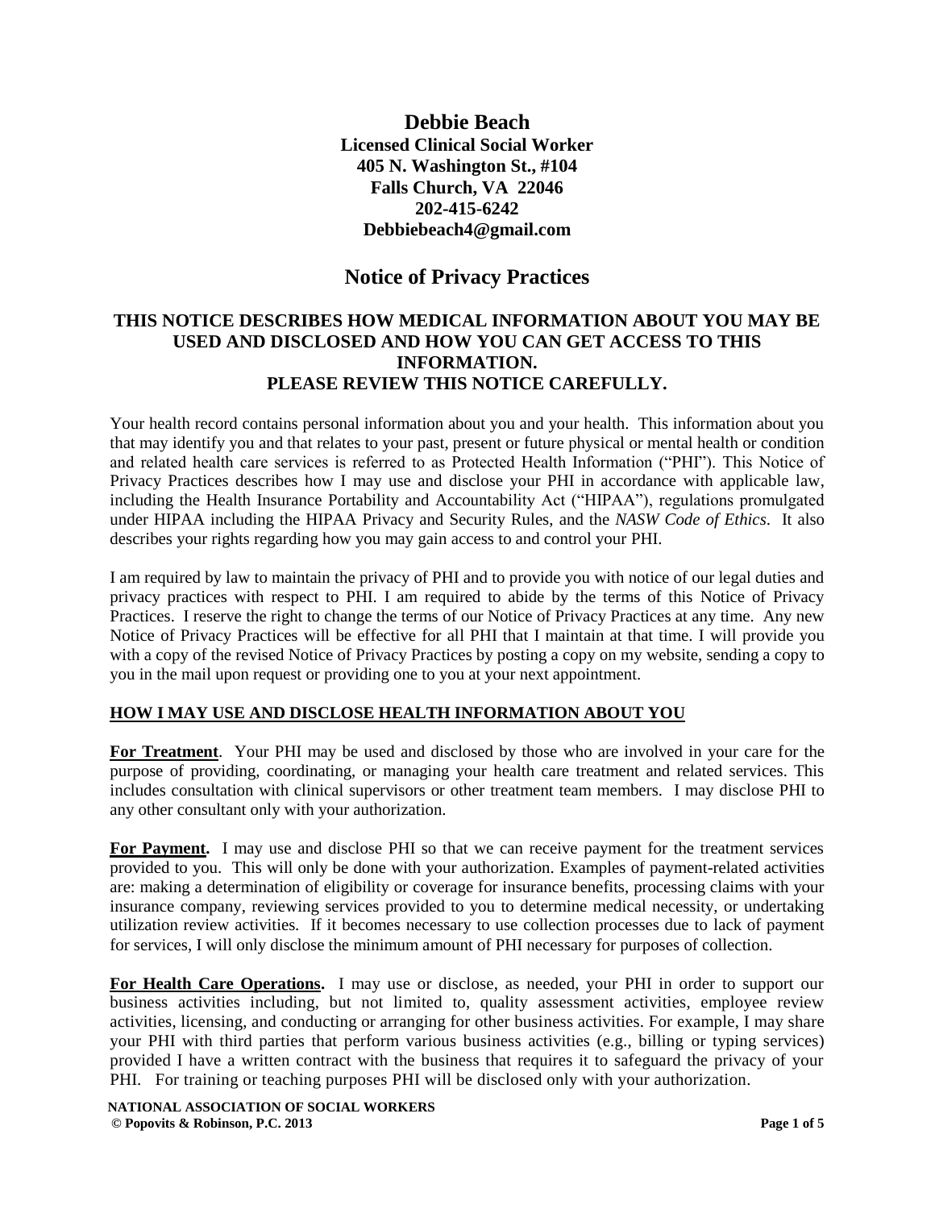# Debbie Beach

**Licensed Clinical Social Worker**
**405 N. Washington St., #104**
**Falls Church, VA 22046**
**202-415-6242**
**Debbiebeach4@gmail.com**

## Notice of Privacy Practices

### THIS NOTICE DESCRIBES HOW MEDICAL INFORMATION ABOUT YOU MAY BE USED AND DISCLOSED AND HOW YOU CAN GET ACCESS TO THIS INFORMATION. PLEASE REVIEW THIS NOTICE CAREFULLY.

Your health record contains personal information about you and your health. This information about you that may identify you and that relates to your past, present or future physical or mental health or condition and related health care services is referred to as Protected Health Information ("PHI"). This Notice of Privacy Practices describes how I may use and disclose your PHI in accordance with applicable law, including the Health Insurance Portability and Accountability Act ("HIPAA"), regulations promulgated under HIPAA including the HIPAA Privacy and Security Rules, and the *NASW Code of Ethics*. It also describes your rights regarding how you may gain access to and control your PHI.

I am required by law to maintain the privacy of PHI and to provide you with notice of our legal duties and privacy practices with respect to PHI. I am required to abide by the terms of this Notice of Privacy Practices. I reserve the right to change the terms of our Notice of Privacy Practices at any time. Any new Notice of Privacy Practices will be effective for all PHI that I maintain at that time. I will provide you with a copy of the revised Notice of Privacy Practices by posting a copy on my website, sending a copy to you in the mail upon request or providing one to you at your next appointment.

### HOW I MAY USE AND DISCLOSE HEALTH INFORMATION ABOUT YOU

**For Treatment**. Your PHI may be used and disclosed by those who are involved in your care for the purpose of providing, coordinating, or managing your health care treatment and related services. This includes consultation with clinical supervisors or other treatment team members. I may disclose PHI to any other consultant only with your authorization.

**For Payment.** I may use and disclose PHI so that we can receive payment for the treatment services provided to you. This will only be done with your authorization. Examples of payment-related activities are: making a determination of eligibility or coverage for insurance benefits, processing claims with your insurance company, reviewing services provided to you to determine medical necessity, or undertaking utilization review activities. If it becomes necessary to use collection processes due to lack of payment for services, I will only disclose the minimum amount of PHI necessary for purposes of collection.

**For Health Care Operations.** I may use or disclose, as needed, your PHI in order to support our business activities including, but not limited to, quality assessment activities, employee review activities, licensing, and conducting or arranging for other business activities. For example, I may share your PHI with third parties that perform various business activities (e.g., billing or typing services) provided I have a written contract with the business that requires it to safeguard the privacy of your PHI. For training or teaching purposes PHI will be disclosed only with your authorization.

**NATIONAL ASSOCIATION OF SOCIAL WORKERS**
**© Popovits & Robinson, P.C. 2013**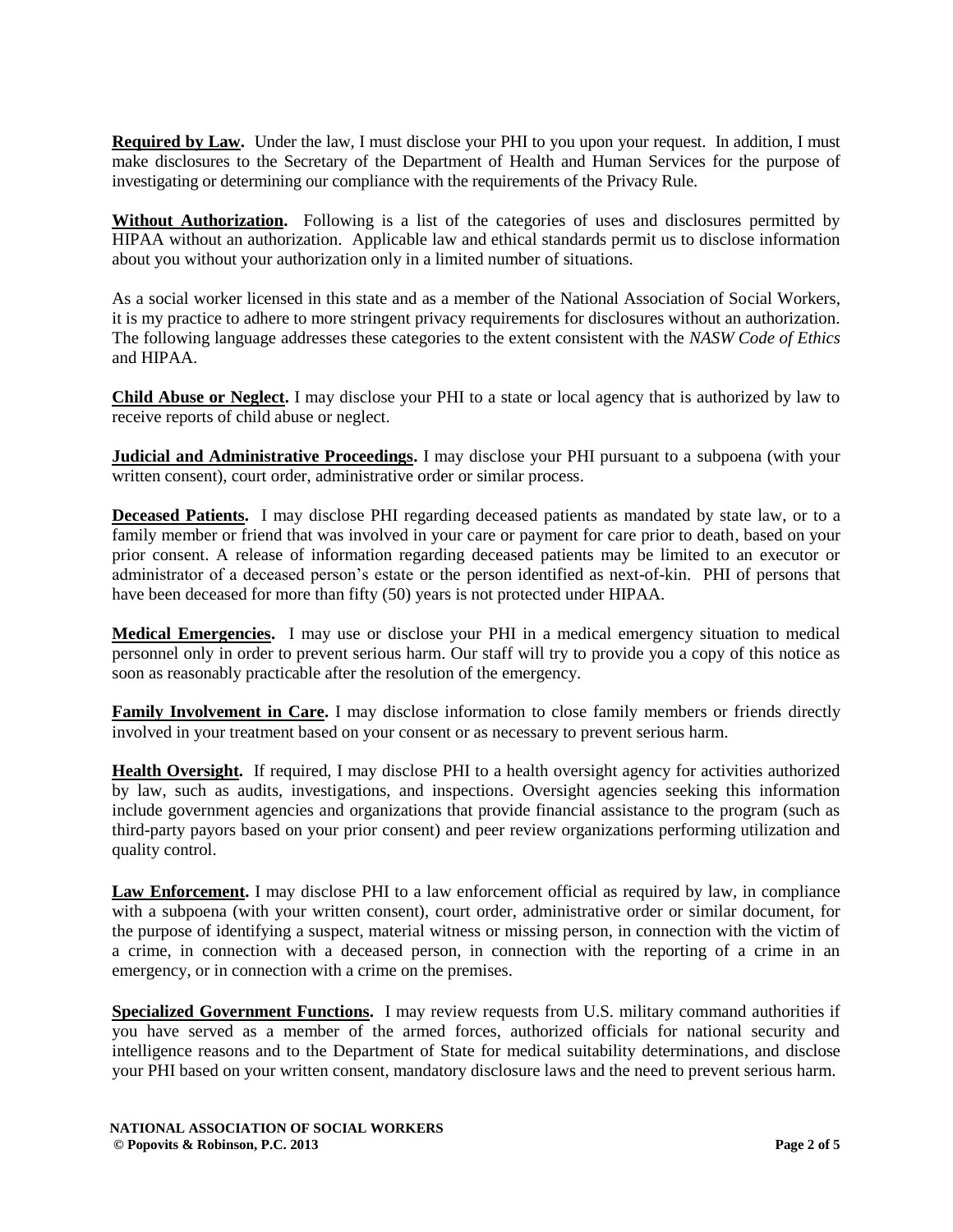**Required by Law.** Under the law, I must disclose your PHI to you upon your request. In addition, I must make disclosures to the Secretary of the Department of Health and Human Services for the purpose of investigating or determining our compliance with the requirements of the Privacy Rule.

**Without Authorization.** Following is a list of the categories of uses and disclosures permitted by HIPAA without an authorization. Applicable law and ethical standards permit us to disclose information about you without your authorization only in a limited number of situations.

As a social worker licensed in this state and as a member of the National Association of Social Workers, it is my practice to adhere to more stringent privacy requirements for disclosures without an authorization. The following language addresses these categories to the extent consistent with the *NASW Code of Ethics* and HIPAA.

**Child Abuse or Neglect.** I may disclose your PHI to a state or local agency that is authorized by law to receive reports of child abuse or neglect.

**Judicial and Administrative Proceedings.** I may disclose your PHI pursuant to a subpoena (with your written consent), court order, administrative order or similar process.

**Deceased Patients.** I may disclose PHI regarding deceased patients as mandated by state law, or to a family member or friend that was involved in your care or payment for care prior to death, based on your prior consent. A release of information regarding deceased patients may be limited to an executor or administrator of a deceased person's estate or the person identified as next-of-kin. PHI of persons that have been deceased for more than fifty (50) years is not protected under HIPAA.

**Medical Emergencies.** I may use or disclose your PHI in a medical emergency situation to medical personnel only in order to prevent serious harm. Our staff will try to provide you a copy of this notice as soon as reasonably practicable after the resolution of the emergency.

**Family Involvement in Care.** I may disclose information to close family members or friends directly involved in your treatment based on your consent or as necessary to prevent serious harm.

**Health Oversight.** If required, I may disclose PHI to a health oversight agency for activities authorized by law, such as audits, investigations, and inspections. Oversight agencies seeking this information include government agencies and organizations that provide financial assistance to the program (such as third-party payors based on your prior consent) and peer review organizations performing utilization and quality control.

**Law Enforcement.** I may disclose PHI to a law enforcement official as required by law, in compliance with a subpoena (with your written consent), court order, administrative order or similar document, for the purpose of identifying a suspect, material witness or missing person, in connection with the victim of a crime, in connection with a deceased person, in connection with the reporting of a crime in an emergency, or in connection with a crime on the premises.

**Specialized Government Functions.** I may review requests from U.S. military command authorities if you have served as a member of the armed forces, authorized officials for national security and intelligence reasons and to the Department of State for medical suitability determinations, and disclose your PHI based on your written consent, mandatory disclosure laws and the need to prevent serious harm.

**NATIONAL ASSOCIATION OF SOCIAL WORKERS**
**© Popovits & Robinson, P.C. 2013**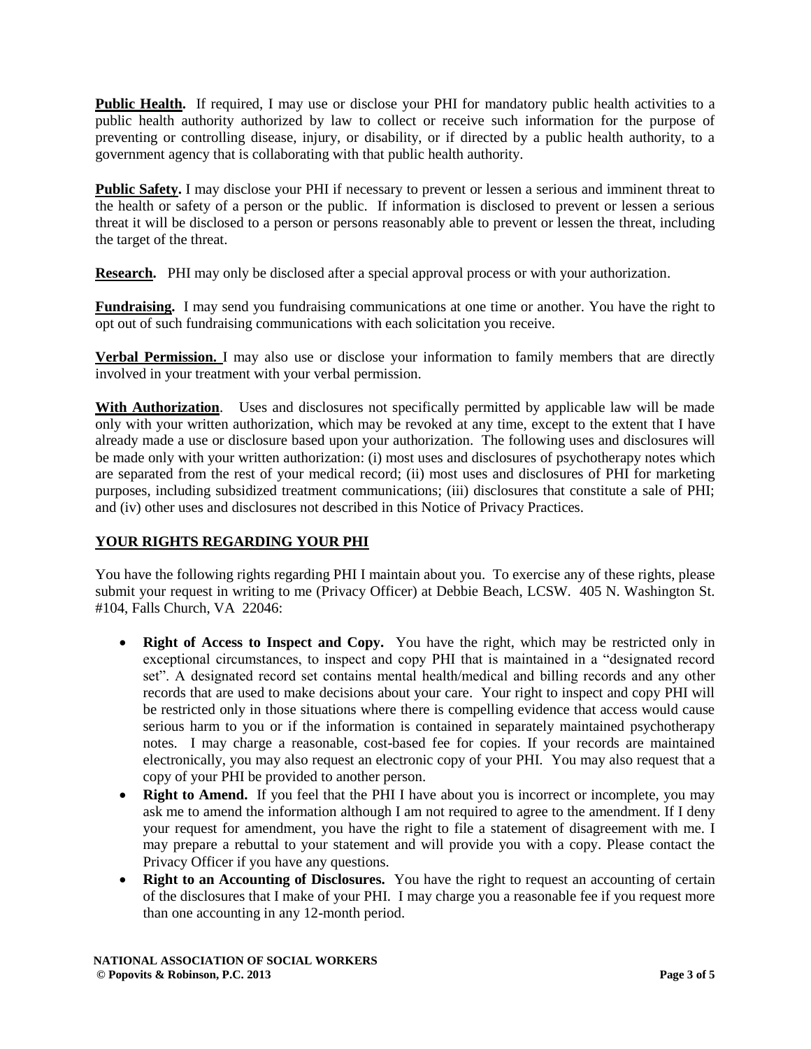**Public Health.** If required, I may use or disclose your PHI for mandatory public health activities to a public health authority authorized by law to collect or receive such information for the purpose of preventing or controlling disease, injury, or disability, or if directed by a public health authority, to a government agency that is collaborating with that public health authority.

**Public Safety.** I may disclose your PHI if necessary to prevent or lessen a serious and imminent threat to the health or safety of a person or the public. If information is disclosed to prevent or lessen a serious threat it will be disclosed to a person or persons reasonably able to prevent or lessen the threat, including the target of the threat.

**Research.** PHI may only be disclosed after a special approval process or with your authorization.

**Fundraising.** I may send you fundraising communications at one time or another. You have the right to opt out of such fundraising communications with each solicitation you receive.

**Verbal Permission.** I may also use or disclose your information to family members that are directly involved in your treatment with your verbal permission.

**With Authorization**. Uses and disclosures not specifically permitted by applicable law will be made only with your written authorization, which may be revoked at any time, except to the extent that I have already made a use or disclosure based upon your authorization. The following uses and disclosures will be made only with your written authorization: (i) most uses and disclosures of psychotherapy notes which are separated from the rest of your medical record; (ii) most uses and disclosures of PHI for marketing purposes, including subsidized treatment communications; (iii) disclosures that constitute a sale of PHI; and (iv) other uses and disclosures not described in this Notice of Privacy Practices.

## YOUR RIGHTS REGARDING YOUR PHI

You have the following rights regarding PHI I maintain about you. To exercise any of these rights, please submit your request in writing to me (Privacy Officer) at Debbie Beach, LCSW. 405 N. Washington St. #104, Falls Church, VA 22046:

- **Right of Access to Inspect and Copy.** You have the right, which may be restricted only in exceptional circumstances, to inspect and copy PHI that is maintained in a "designated record set". A designated record set contains mental health/medical and billing records and any other records that are used to make decisions about your care. Your right to inspect and copy PHI will be restricted only in those situations where there is compelling evidence that access would cause serious harm to you or if the information is contained in separately maintained psychotherapy notes. I may charge a reasonable, cost-based fee for copies. If your records are maintained electronically, you may also request an electronic copy of your PHI. You may also request that a copy of your PHI be provided to another person.
- **Right to Amend.** If you feel that the PHI I have about you is incorrect or incomplete, you may ask me to amend the information although I am not required to agree to the amendment. If I deny your request for amendment, you have the right to file a statement of disagreement with me. I may prepare a rebuttal to your statement and will provide you with a copy. Please contact the Privacy Officer if you have any questions.
- **Right to an Accounting of Disclosures.** You have the right to request an accounting of certain of the disclosures that I make of your PHI. I may charge you a reasonable fee if you request more than one accounting in any 12-month period.

**NATIONAL ASSOCIATION OF SOCIAL WORKERS**
**© Popovits & Robinson, P.C. 2013**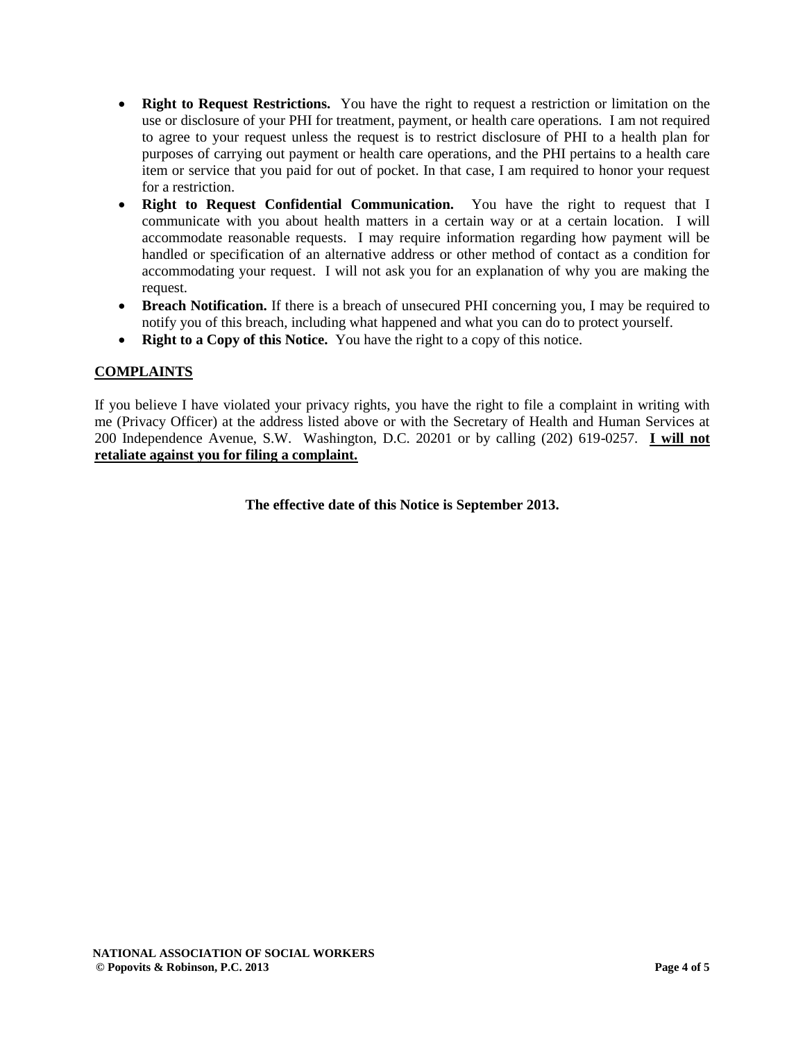- **Right to Request Restrictions.** You have the right to request a restriction or limitation on the use or disclosure of your PHI for treatment, payment, or health care operations. I am not required to agree to your request unless the request is to restrict disclosure of PHI to a health plan for purposes of carrying out payment or health care operations, and the PHI pertains to a health care item or service that you paid for out of pocket. In that case, I am required to honor your request for a restriction.
- **Right to Request Confidential Communication.** You have the right to request that I communicate with you about health matters in a certain way or at a certain location. I will accommodate reasonable requests. I may require information regarding how payment will be handled or specification of an alternative address or other method of contact as a condition for accommodating your request. I will not ask you for an explanation of why you are making the request.
- **Breach Notification.** If there is a breach of unsecured PHI concerning you, I may be required to notify you of this breach, including what happened and what you can do to protect yourself.
- **Right to a Copy of this Notice.** You have the right to a copy of this notice.

## COMPLAINTS

If you believe I have violated your privacy rights, you have the right to file a complaint in writing with me (Privacy Officer) at the address listed above or with the Secretary of Health and Human Services at 200 Independence Avenue, S.W. Washington, D.C. 20201 or by calling (202) 619-0257. **I will not retaliate against you for filing a complaint.**

**The effective date of this Notice is September 2013.**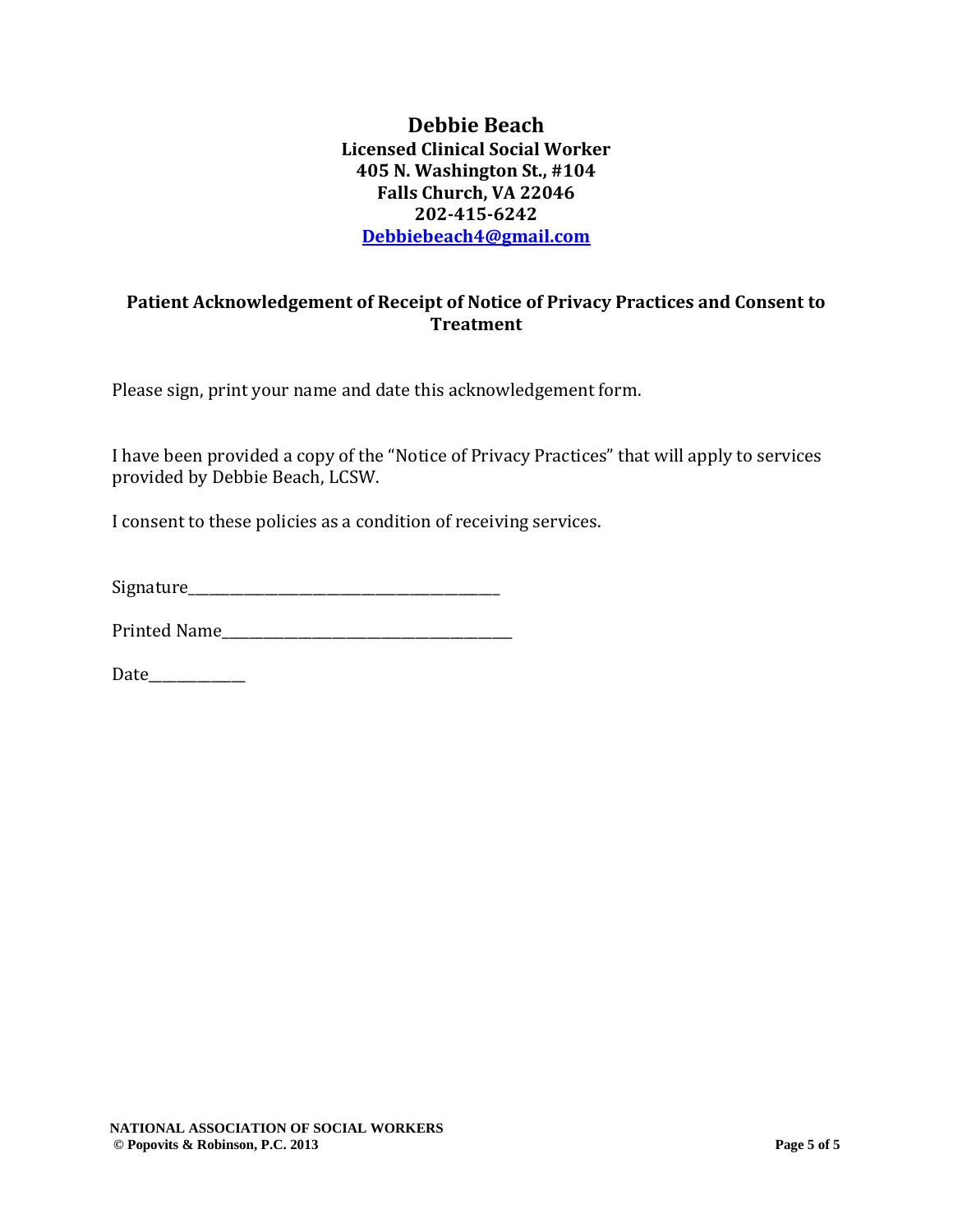**Debbie Beach**
**Licensed Clinical Social Worker**
**405 N. Washington St., #104**
**Falls Church, VA 22046**
**202-415-6242**
**Debbiebeach4@gmail.com**

## Patient Acknowledgement of Receipt of Notice of Privacy Practices and Consent to Treatment

Please sign, print your name and date this acknowledgement form.

I have been provided a copy of the "Notice of Privacy Practices" that will apply to services provided by Debbie Beach, LCSW.

I consent to these policies as a condition of receiving services.

Signature_______________________________________

Printed Name____________________________________

Date____________

**NATIONAL ASSOCIATION OF SOCIAL WORKERS**
**© Popovits & Robinson, P.C. 2013**